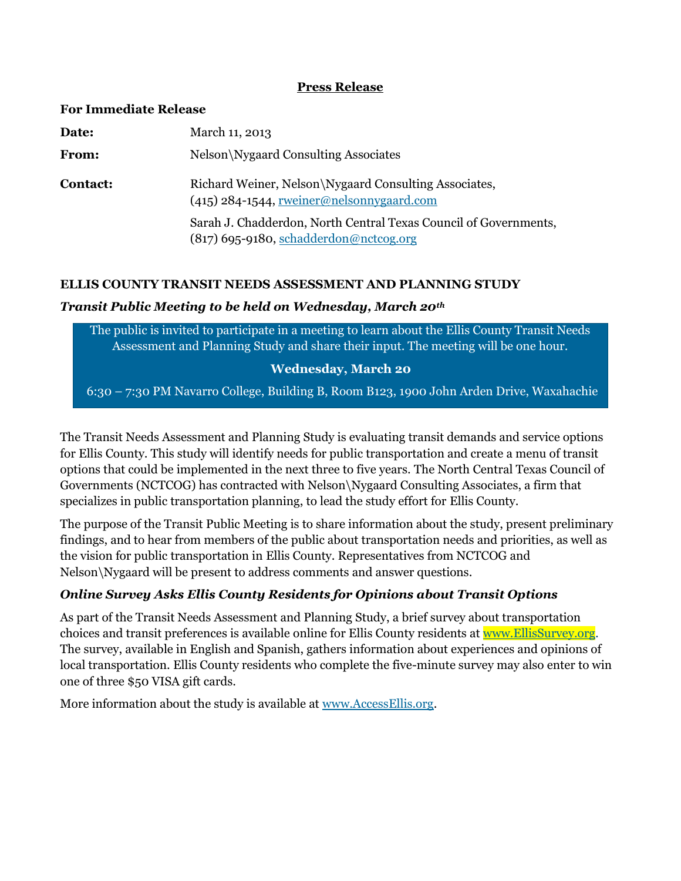**Press Release**

**For Immediate Release**

| | |
|---|---|
| **Date:** | March 11, 2013 |
| **From:** | Nelson\Nygaard Consulting Associates |
| **Contact:** | Richard Weiner, Nelson\Nygaard Consulting Associates, (415) 284-1544, rweiner@nelsonnygaard.com |
| | Sarah J. Chadderdon, North Central Texas Council of Governments, (817) 695-9180, schadderdon@nctcog.org |

## ELLIS COUNTY TRANSIT NEEDS ASSESSMENT AND PLANNING STUDY

### *Transit Public Meeting to be held on Wednesday, March 20th*

The public is invited to participate in a meeting to learn about the Ellis County Transit Needs Assessment and Planning Study and share their input. The meeting will be one hour.

**Wednesday, March 20**

6:30 – 7:30 PM Navarro College, Building B, Room B123, 1900 John Arden Drive, Waxahachie

The Transit Needs Assessment and Planning Study is evaluating transit demands and service options for Ellis County. This study will identify needs for public transportation and create a menu of transit options that could be implemented in the next three to five years. The North Central Texas Council of Governments (NCTCOG) has contracted with Nelson\Nygaard Consulting Associates, a firm that specializes in public transportation planning, to lead the study effort for Ellis County.

The purpose of the Transit Public Meeting is to share information about the study, present preliminary findings, and to hear from members of the public about transportation needs and priorities, as well as the vision for public transportation in Ellis County. Representatives from NCTCOG and Nelson\Nygaard will be present to address comments and answer questions.

### *Online Survey Asks Ellis County Residents for Opinions about Transit Options*

As part of the Transit Needs Assessment and Planning Study, a brief survey about transportation choices and transit preferences is available online for Ellis County residents at www.EllisSurvey.org. The survey, available in English and Spanish, gathers information about experiences and opinions of local transportation. Ellis County residents who complete the five-minute survey may also enter to win one of three $50 VISA gift cards.

More information about the study is available at www.AccessEllis.org.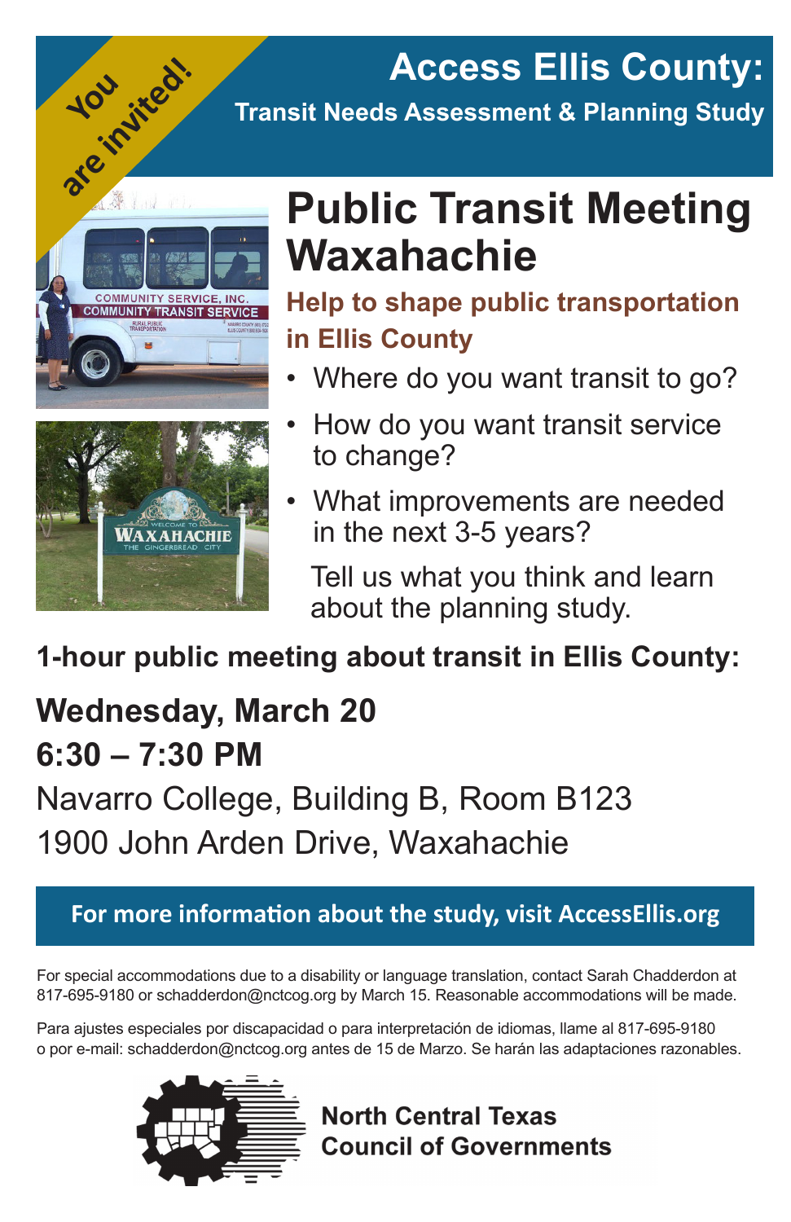You are invited!

# Access Ellis County:

## Transit Needs Assessment & Planning Study

# Public Transit Meeting Waxahachie

### Help to shape public transportation in Ellis County

- Where do you want transit to go?
- How do you want transit service to change?
- What improvements are needed in the next 3-5 years?

Tell us what you think and learn about the planning study.

**1-hour public meeting about transit in Ellis County:**

**Wednesday, March 20**
**6:30 – 7:30 PM**
Navarro College, Building B, Room B123
1900 John Arden Drive, Waxahachie

**For more information about the study, visit AccessEllis.org**

For special accommodations due to a disability or language translation, contact Sarah Chadderdon at 817-695-9180 or schadderdon@nctcog.org by March 15. Reasonable accommodations will be made.

Para ajustes especiales por discapacidad o para interpretación de idiomas, llame al 817-695-9180 o por e-mail: schadderdon@nctcog.org antes de 15 de Marzo. Se harán las adaptaciones razonables.

**North Central Texas Council of Governments**